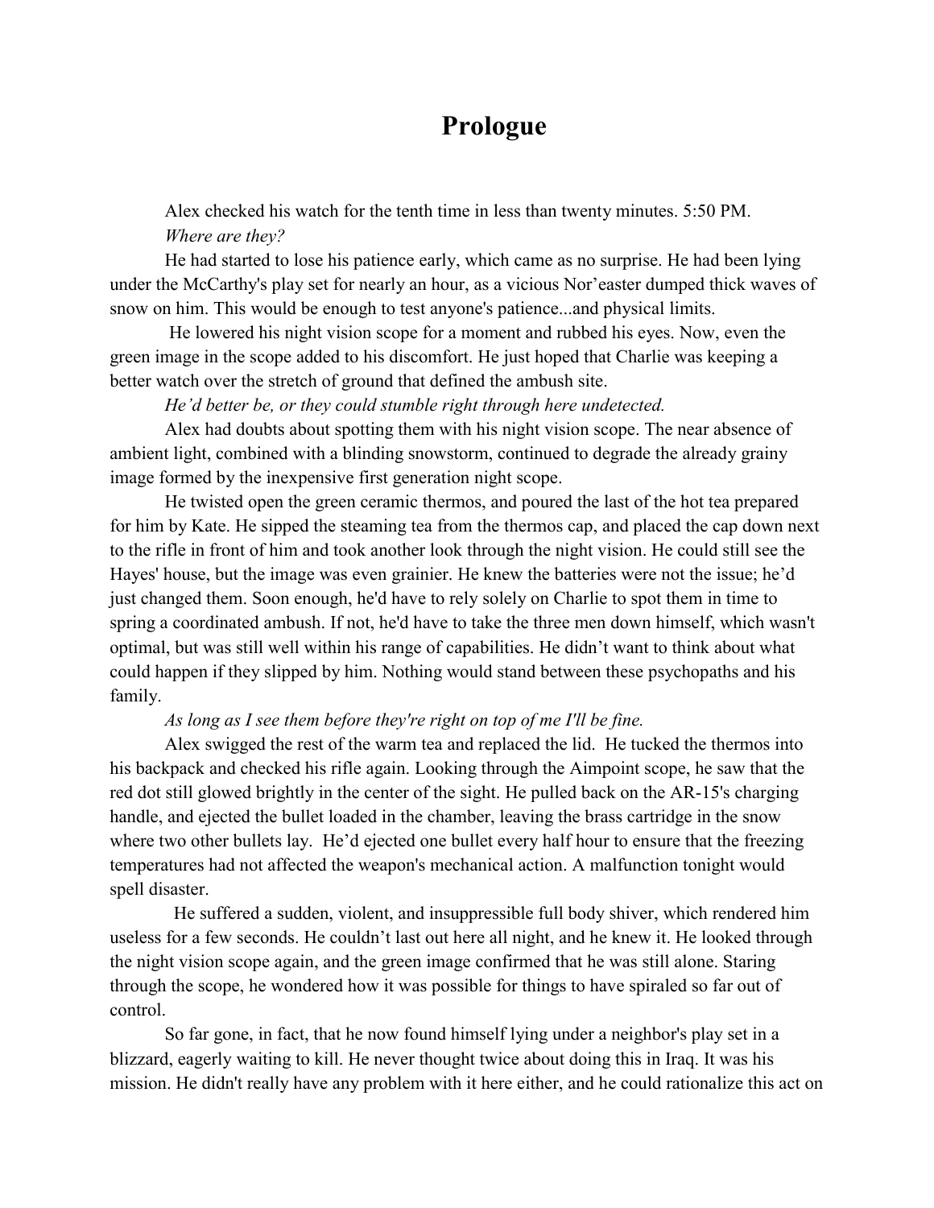# Prologue

Alex checked his watch for the tenth time in less than twenty minutes. 5:50 PM.

*Where are they?*

He had started to lose his patience early, which came as no surprise. He had been lying under the McCarthy's play set for nearly an hour, as a vicious Nor'easter dumped thick waves of snow on him. This would be enough to test anyone's patience...and physical limits.

He lowered his night vision scope for a moment and rubbed his eyes. Now, even the green image in the scope added to his discomfort. He just hoped that Charlie was keeping a better watch over the stretch of ground that defined the ambush site.

*He'd better be, or they could stumble right through here undetected.*

Alex had doubts about spotting them with his night vision scope. The near absence of ambient light, combined with a blinding snowstorm, continued to degrade the already grainy image formed by the inexpensive first generation night scope.

He twisted open the green ceramic thermos, and poured the last of the hot tea prepared for him by Kate. He sipped the steaming tea from the thermos cap, and placed the cap down next to the rifle in front of him and took another look through the night vision. He could still see the Hayes' house, but the image was even grainier. He knew the batteries were not the issue; he'd just changed them. Soon enough, he'd have to rely solely on Charlie to spot them in time to spring a coordinated ambush. If not, he'd have to take the three men down himself, which wasn't optimal, but was still well within his range of capabilities. He didn't want to think about what could happen if they slipped by him. Nothing would stand between these psychopaths and his family.

*As long as I see them before they're right on top of me I'll be fine.*

Alex swigged the rest of the warm tea and replaced the lid. He tucked the thermos into his backpack and checked his rifle again. Looking through the Aimpoint scope, he saw that the red dot still glowed brightly in the center of the sight. He pulled back on the AR-15's charging handle, and ejected the bullet loaded in the chamber, leaving the brass cartridge in the snow where two other bullets lay. He'd ejected one bullet every half hour to ensure that the freezing temperatures had not affected the weapon's mechanical action. A malfunction tonight would spell disaster.

He suffered a sudden, violent, and insuppressible full body shiver, which rendered him useless for a few seconds. He couldn't last out here all night, and he knew it. He looked through the night vision scope again, and the green image confirmed that he was still alone. Staring through the scope, he wondered how it was possible for things to have spiraled so far out of control.

So far gone, in fact, that he now found himself lying under a neighbor's play set in a blizzard, eagerly waiting to kill. He never thought twice about doing this in Iraq. It was his mission. He didn't really have any problem with it here either, and he could rationalize this act on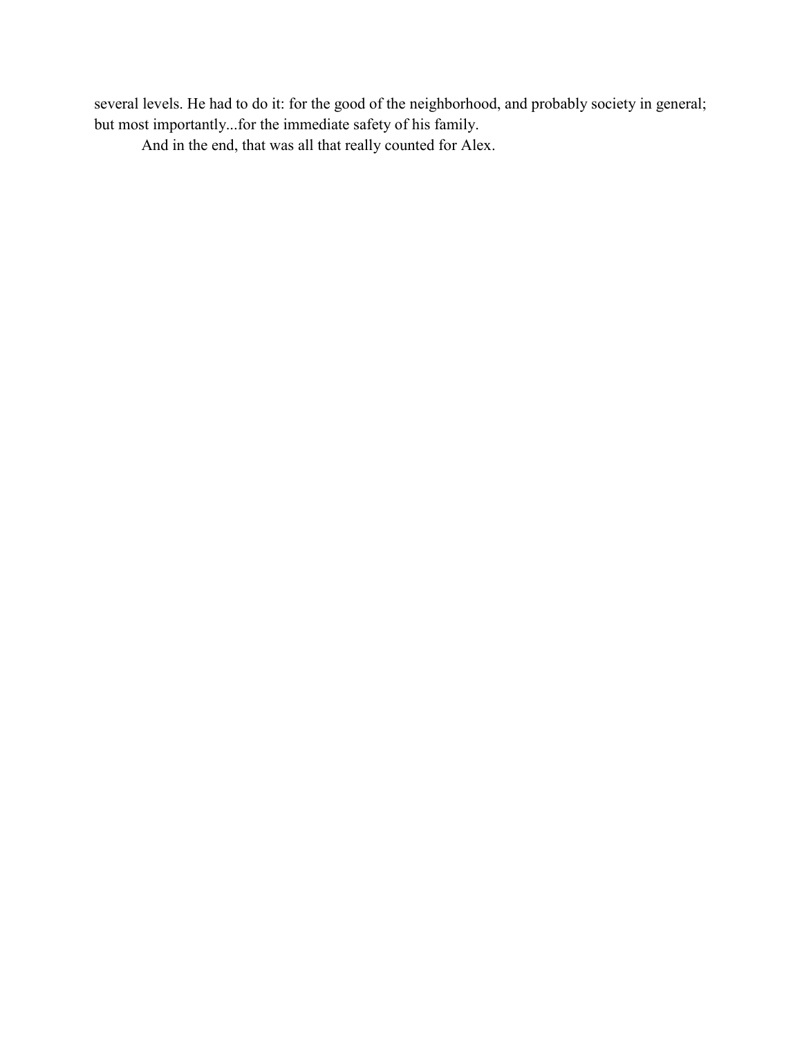several levels. He had to do it: for the good of the neighborhood, and probably society in general; but most importantly...for the immediate safety of his family.

And in the end, that was all that really counted for Alex.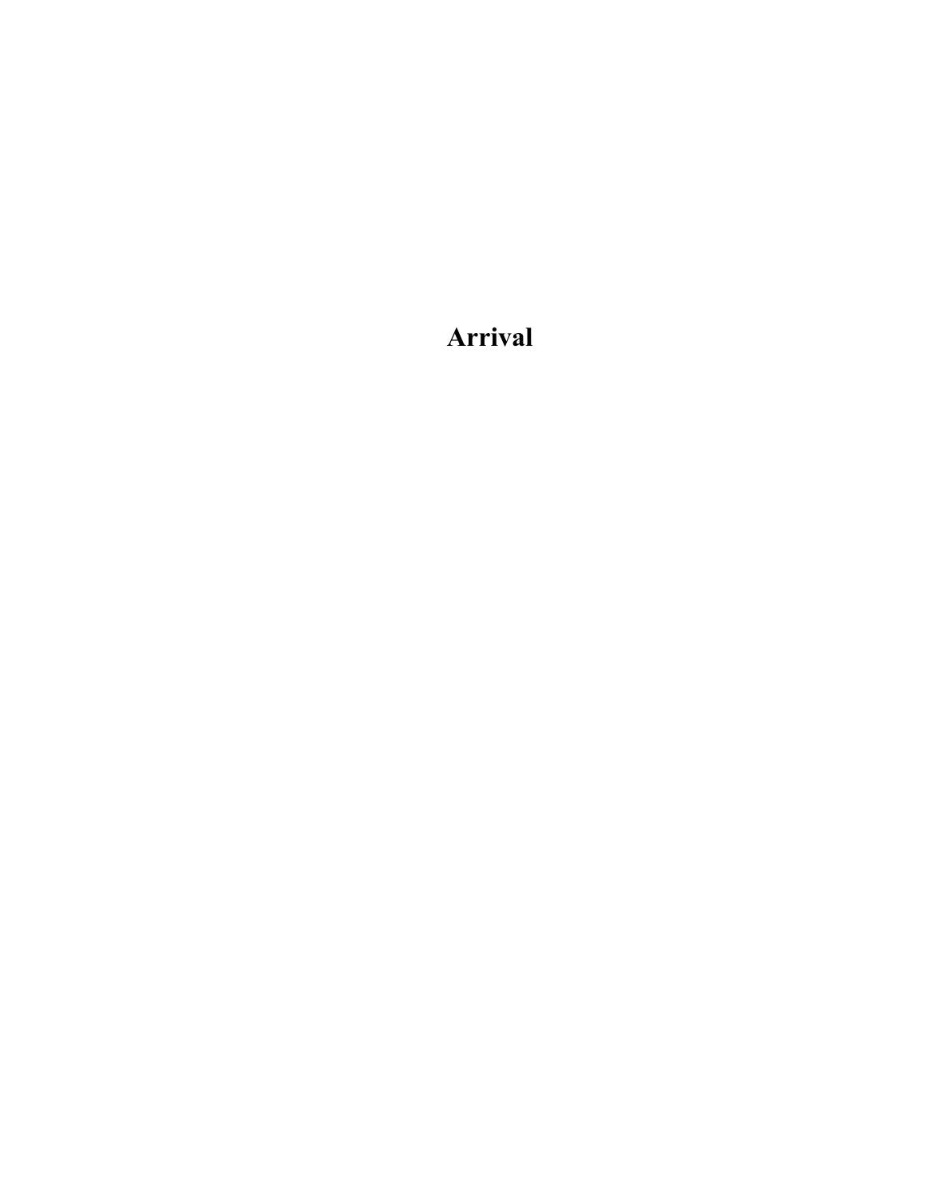# Arrival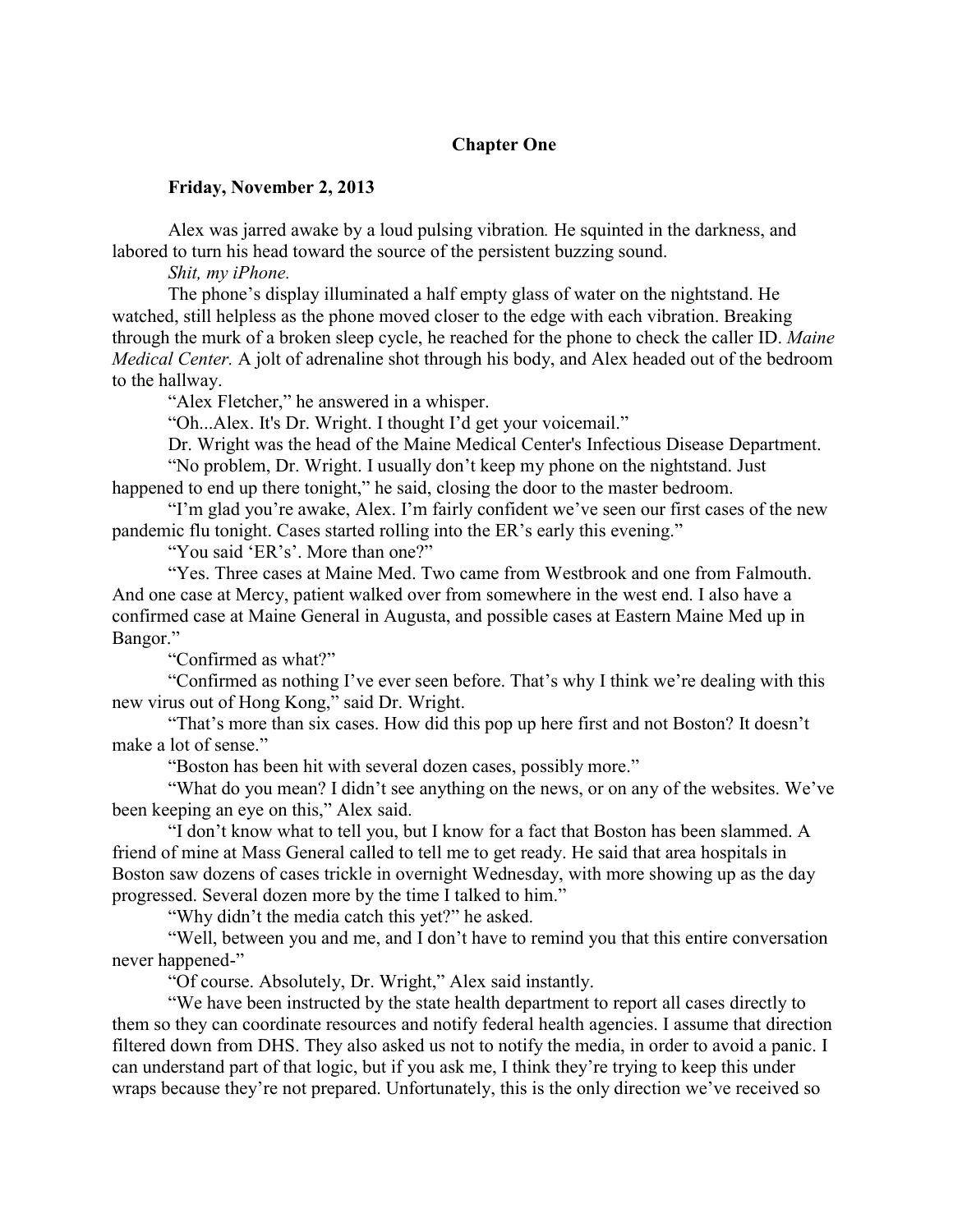## Chapter One

**Friday, November 2, 2013**

Alex was jarred awake by a loud pulsing vibration*.* He squinted in the darkness, and labored to turn his head toward the source of the persistent buzzing sound.

*Shit, my iPhone.*

The phone's display illuminated a half empty glass of water on the nightstand. He watched, still helpless as the phone moved closer to the edge with each vibration. Breaking through the murk of a broken sleep cycle, he reached for the phone to check the caller ID. *Maine Medical Center.* A jolt of adrenaline shot through his body, and Alex headed out of the bedroom to the hallway.

"Alex Fletcher," he answered in a whisper.

"Oh...Alex. It's Dr. Wright. I thought I'd get your voicemail."

Dr. Wright was the head of the Maine Medical Center's Infectious Disease Department.

"No problem, Dr. Wright. I usually don't keep my phone on the nightstand. Just happened to end up there tonight," he said, closing the door to the master bedroom.

"I'm glad you're awake, Alex. I'm fairly confident we've seen our first cases of the new pandemic flu tonight. Cases started rolling into the ER's early this evening."

"You said 'ER's'. More than one?"

"Yes. Three cases at Maine Med. Two came from Westbrook and one from Falmouth. And one case at Mercy, patient walked over from somewhere in the west end. I also have a confirmed case at Maine General in Augusta, and possible cases at Eastern Maine Med up in Bangor."

"Confirmed as what?"

"Confirmed as nothing I've ever seen before. That's why I think we're dealing with this new virus out of Hong Kong," said Dr. Wright.

"That's more than six cases. How did this pop up here first and not Boston? It doesn't make a lot of sense."

"Boston has been hit with several dozen cases, possibly more."

"What do you mean? I didn't see anything on the news, or on any of the websites. We've been keeping an eye on this," Alex said.

"I don't know what to tell you, but I know for a fact that Boston has been slammed. A friend of mine at Mass General called to tell me to get ready. He said that area hospitals in Boston saw dozens of cases trickle in overnight Wednesday, with more showing up as the day progressed. Several dozen more by the time I talked to him."

"Why didn't the media catch this yet?" he asked.

"Well, between you and me, and I don't have to remind you that this entire conversation never happened-"

"Of course. Absolutely, Dr. Wright," Alex said instantly.

"We have been instructed by the state health department to report all cases directly to them so they can coordinate resources and notify federal health agencies. I assume that direction filtered down from DHS. They also asked us not to notify the media, in order to avoid a panic. I can understand part of that logic, but if you ask me, I think they're trying to keep this under wraps because they're not prepared. Unfortunately, this is the only direction we've received so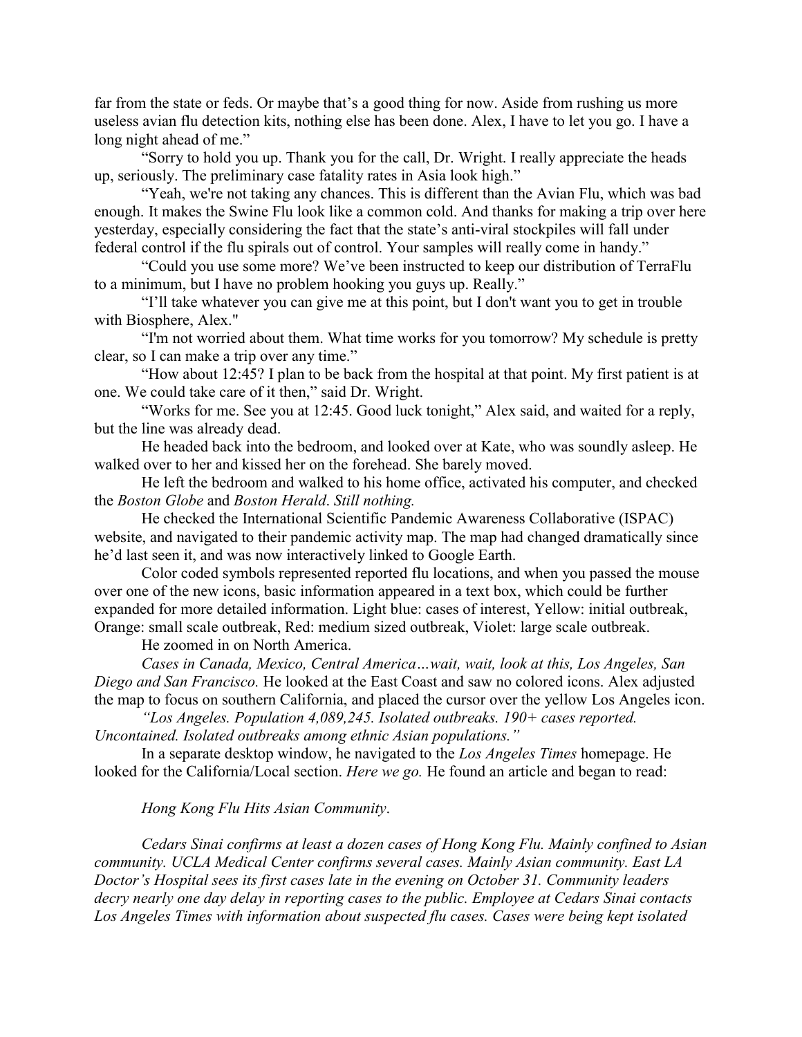far from the state or feds. Or maybe that's a good thing for now. Aside from rushing us more useless avian flu detection kits, nothing else has been done. Alex, I have to let you go. I have a long night ahead of me."

"Sorry to hold you up. Thank you for the call, Dr. Wright. I really appreciate the heads up, seriously. The preliminary case fatality rates in Asia look high."

"Yeah, we're not taking any chances. This is different than the Avian Flu, which was bad enough. It makes the Swine Flu look like a common cold. And thanks for making a trip over here yesterday, especially considering the fact that the state's anti-viral stockpiles will fall under federal control if the flu spirals out of control. Your samples will really come in handy."

"Could you use some more? We've been instructed to keep our distribution of TerraFlu to a minimum, but I have no problem hooking you guys up. Really."

"I'll take whatever you can give me at this point, but I don't want you to get in trouble with Biosphere, Alex."

"I'm not worried about them. What time works for you tomorrow? My schedule is pretty clear, so I can make a trip over any time."

"How about 12:45? I plan to be back from the hospital at that point. My first patient is at one. We could take care of it then," said Dr. Wright.

"Works for me. See you at 12:45. Good luck tonight," Alex said, and waited for a reply, but the line was already dead.

He headed back into the bedroom, and looked over at Kate, who was soundly asleep. He walked over to her and kissed her on the forehead. She barely moved.

He left the bedroom and walked to his home office, activated his computer, and checked the *Boston Globe* and *Boston Herald*. *Still nothing.*

He checked the International Scientific Pandemic Awareness Collaborative (ISPAC) website, and navigated to their pandemic activity map. The map had changed dramatically since he'd last seen it, and was now interactively linked to Google Earth.

Color coded symbols represented reported flu locations, and when you passed the mouse over one of the new icons, basic information appeared in a text box, which could be further expanded for more detailed information. Light blue: cases of interest, Yellow: initial outbreak, Orange: small scale outbreak, Red: medium sized outbreak, Violet: large scale outbreak.

He zoomed in on North America.

*Cases in Canada, Mexico, Central America…wait, wait, look at this, Los Angeles, San Diego and San Francisco.* He looked at the East Coast and saw no colored icons. Alex adjusted the map to focus on southern California, and placed the cursor over the yellow Los Angeles icon.

*"Los Angeles. Population 4,089,245. Isolated outbreaks. 190+ cases reported. Uncontained. Isolated outbreaks among ethnic Asian populations."*

In a separate desktop window, he navigated to the *Los Angeles Times* homepage. He looked for the California/Local section. *Here we go.* He found an article and began to read:

*Hong Kong Flu Hits Asian Community*.

*Cedars Sinai confirms at least a dozen cases of Hong Kong Flu. Mainly confined to Asian community. UCLA Medical Center confirms several cases. Mainly Asian community. East LA Doctor's Hospital sees its first cases late in the evening on October 31. Community leaders decry nearly one day delay in reporting cases to the public. Employee at Cedars Sinai contacts Los Angeles Times with information about suspected flu cases. Cases were being kept isolated*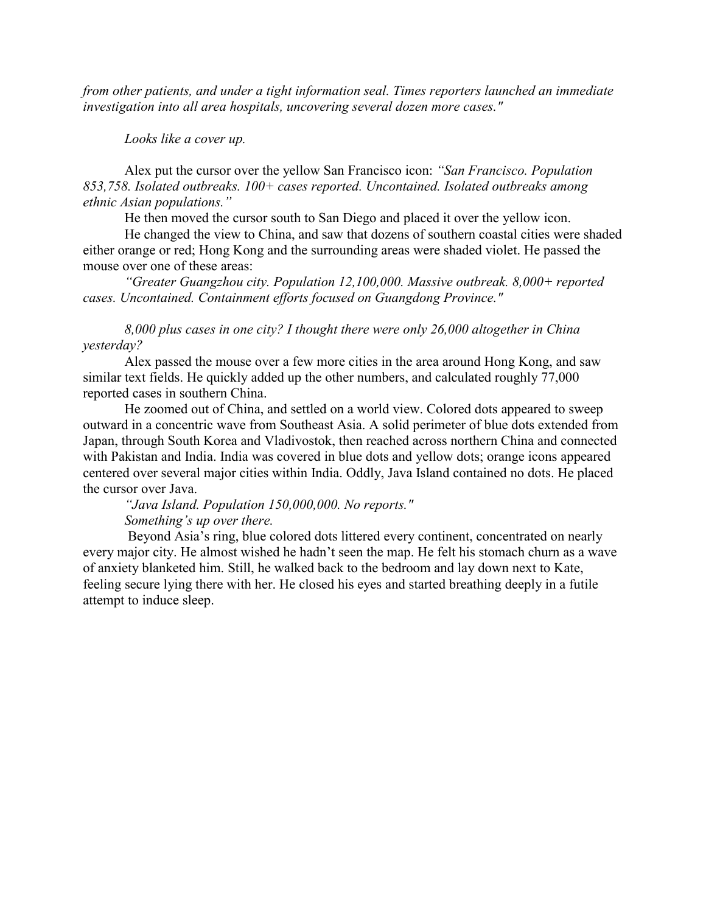*from other patients, and under a tight information seal. Times reporters launched an immediate investigation into all area hospitals, uncovering several dozen more cases."*

*Looks like a cover up.*

Alex put the cursor over the yellow San Francisco icon: *"San Francisco. Population 853,758. Isolated outbreaks. 100+ cases reported. Uncontained. Isolated outbreaks among ethnic Asian populations."*

He then moved the cursor south to San Diego and placed it over the yellow icon.

He changed the view to China, and saw that dozens of southern coastal cities were shaded either orange or red; Hong Kong and the surrounding areas were shaded violet. He passed the mouse over one of these areas:

*"Greater Guangzhou city. Population 12,100,000. Massive outbreak. 8,000+ reported cases. Uncontained. Containment efforts focused on Guangdong Province."*

*8,000 plus cases in one city? I thought there were only 26,000 altogether in China yesterday?*

Alex passed the mouse over a few more cities in the area around Hong Kong, and saw similar text fields. He quickly added up the other numbers, and calculated roughly 77,000 reported cases in southern China.

He zoomed out of China, and settled on a world view. Colored dots appeared to sweep outward in a concentric wave from Southeast Asia. A solid perimeter of blue dots extended from Japan, through South Korea and Vladivostok, then reached across northern China and connected with Pakistan and India. India was covered in blue dots and yellow dots; orange icons appeared centered over several major cities within India. Oddly, Java Island contained no dots. He placed the cursor over Java.

*"Java Island. Population 150,000,000. No reports."*

*Something's up over there.*

Beyond Asia's ring, blue colored dots littered every continent, concentrated on nearly every major city. He almost wished he hadn't seen the map. He felt his stomach churn as a wave of anxiety blanketed him. Still, he walked back to the bedroom and lay down next to Kate, feeling secure lying there with her. He closed his eyes and started breathing deeply in a futile attempt to induce sleep.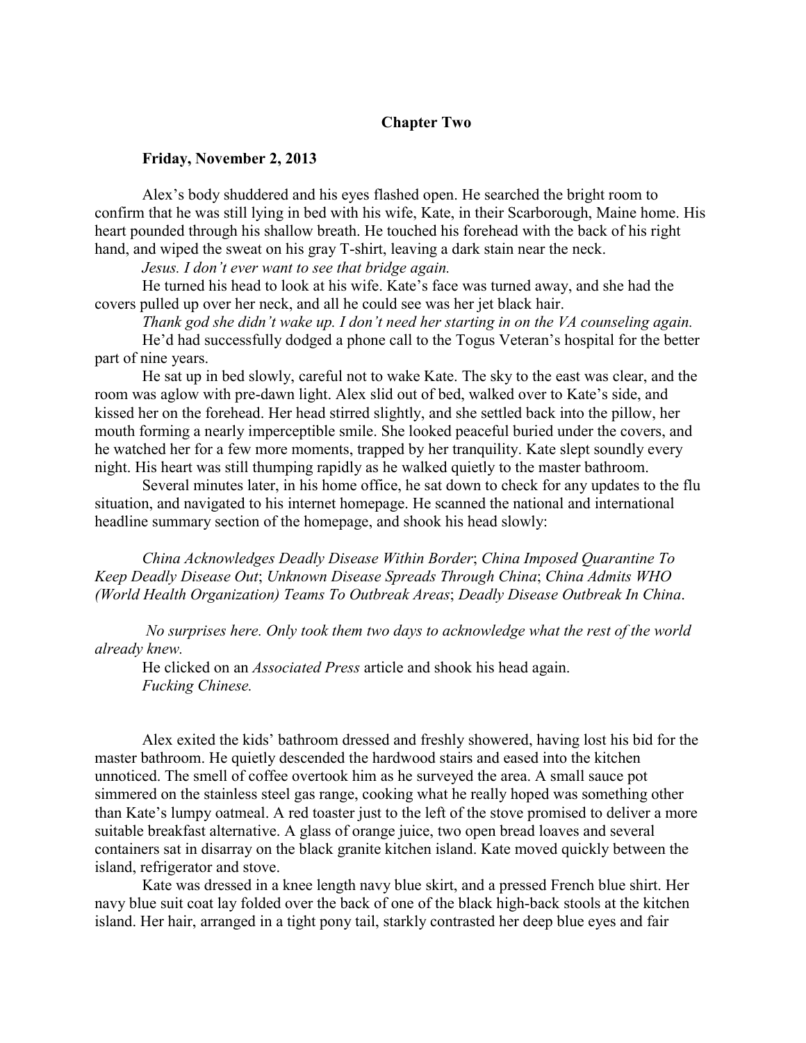**Chapter Two**

**Friday, November 2, 2013**

Alex's body shuddered and his eyes flashed open. He searched the bright room to confirm that he was still lying in bed with his wife, Kate, in their Scarborough, Maine home. His heart pounded through his shallow breath. He touched his forehead with the back of his right hand, and wiped the sweat on his gray T-shirt, leaving a dark stain near the neck.

*Jesus. I don't ever want to see that bridge again.*

He turned his head to look at his wife. Kate's face was turned away, and she had the covers pulled up over her neck, and all he could see was her jet black hair.

*Thank god she didn't wake up. I don't need her starting in on the VA counseling again.*

He'd had successfully dodged a phone call to the Togus Veteran's hospital for the better part of nine years.

He sat up in bed slowly, careful not to wake Kate. The sky to the east was clear, and the room was aglow with pre-dawn light. Alex slid out of bed, walked over to Kate's side, and kissed her on the forehead. Her head stirred slightly, and she settled back into the pillow, her mouth forming a nearly imperceptible smile. She looked peaceful buried under the covers, and he watched her for a few more moments, trapped by her tranquility. Kate slept soundly every night. His heart was still thumping rapidly as he walked quietly to the master bathroom.

Several minutes later, in his home office, he sat down to check for any updates to the flu situation, and navigated to his internet homepage. He scanned the national and international headline summary section of the homepage, and shook his head slowly:

*China Acknowledges Deadly Disease Within Border*; *China Imposed Quarantine To Keep Deadly Disease Out*; *Unknown Disease Spreads Through China*; *China Admits WHO (World Health Organization) Teams To Outbreak Areas*; *Deadly Disease Outbreak In China*.

*No surprises here. Only took them two days to acknowledge what the rest of the world already knew.*

He clicked on an *Associated Press* article and shook his head again.

*Fucking Chinese.*

Alex exited the kids' bathroom dressed and freshly showered, having lost his bid for the master bathroom. He quietly descended the hardwood stairs and eased into the kitchen unnoticed. The smell of coffee overtook him as he surveyed the area. A small sauce pot simmered on the stainless steel gas range, cooking what he really hoped was something other than Kate's lumpy oatmeal. A red toaster just to the left of the stove promised to deliver a more suitable breakfast alternative. A glass of orange juice, two open bread loaves and several containers sat in disarray on the black granite kitchen island. Kate moved quickly between the island, refrigerator and stove.

Kate was dressed in a knee length navy blue skirt, and a pressed French blue shirt. Her navy blue suit coat lay folded over the back of one of the black high-back stools at the kitchen island. Her hair, arranged in a tight pony tail, starkly contrasted her deep blue eyes and fair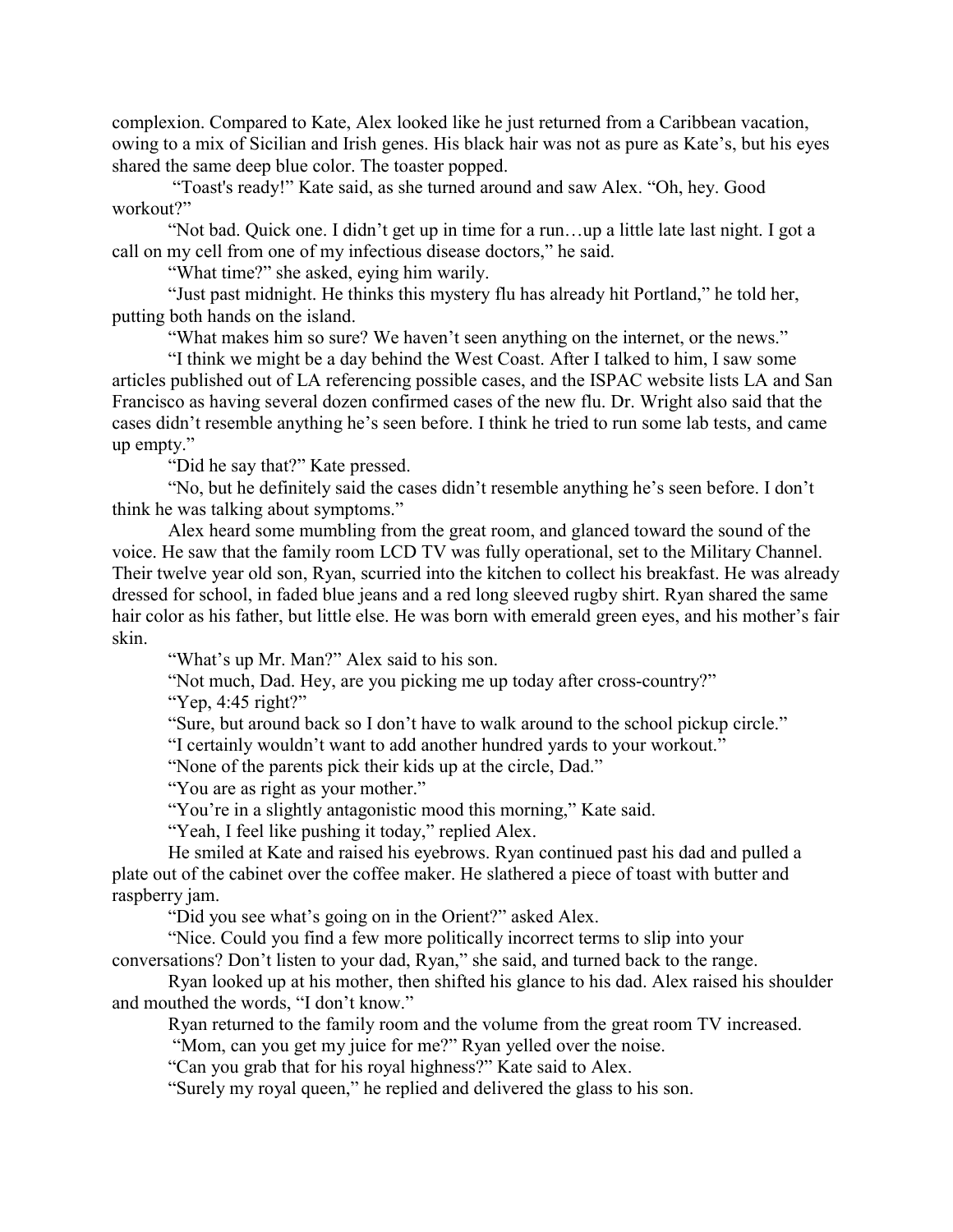complexion. Compared to Kate, Alex looked like he just returned from a Caribbean vacation, owing to a mix of Sicilian and Irish genes. His black hair was not as pure as Kate's, but his eyes shared the same deep blue color. The toaster popped.

"Toast's ready!" Kate said, as she turned around and saw Alex. "Oh, hey. Good workout?"

"Not bad. Quick one. I didn't get up in time for a run…up a little late last night. I got a call on my cell from one of my infectious disease doctors," he said.

"What time?" she asked, eying him warily.

"Just past midnight. He thinks this mystery flu has already hit Portland," he told her, putting both hands on the island.

"What makes him so sure? We haven't seen anything on the internet, or the news."

"I think we might be a day behind the West Coast. After I talked to him, I saw some articles published out of LA referencing possible cases, and the ISPAC website lists LA and San Francisco as having several dozen confirmed cases of the new flu. Dr. Wright also said that the cases didn't resemble anything he's seen before. I think he tried to run some lab tests, and came up empty."

"Did he say that?" Kate pressed.

"No, but he definitely said the cases didn't resemble anything he's seen before. I don't think he was talking about symptoms."

Alex heard some mumbling from the great room, and glanced toward the sound of the voice. He saw that the family room LCD TV was fully operational, set to the Military Channel. Their twelve year old son, Ryan, scurried into the kitchen to collect his breakfast. He was already dressed for school, in faded blue jeans and a red long sleeved rugby shirt. Ryan shared the same hair color as his father, but little else. He was born with emerald green eyes, and his mother's fair skin.

"What's up Mr. Man?" Alex said to his son.

"Not much, Dad. Hey, are you picking me up today after cross-country?"

"Yep, 4:45 right?"

"Sure, but around back so I don't have to walk around to the school pickup circle."

"I certainly wouldn't want to add another hundred yards to your workout."

"None of the parents pick their kids up at the circle, Dad."

"You are as right as your mother."

"You're in a slightly antagonistic mood this morning," Kate said.

"Yeah, I feel like pushing it today," replied Alex.

He smiled at Kate and raised his eyebrows. Ryan continued past his dad and pulled a plate out of the cabinet over the coffee maker. He slathered a piece of toast with butter and raspberry jam.

"Did you see what's going on in the Orient?" asked Alex.

"Nice. Could you find a few more politically incorrect terms to slip into your conversations? Don't listen to your dad, Ryan," she said, and turned back to the range.

Ryan looked up at his mother, then shifted his glance to his dad. Alex raised his shoulder and mouthed the words, "I don't know."

Ryan returned to the family room and the volume from the great room TV increased.

"Mom, can you get my juice for me?" Ryan yelled over the noise.

"Can you grab that for his royal highness?" Kate said to Alex.

"Surely my royal queen," he replied and delivered the glass to his son.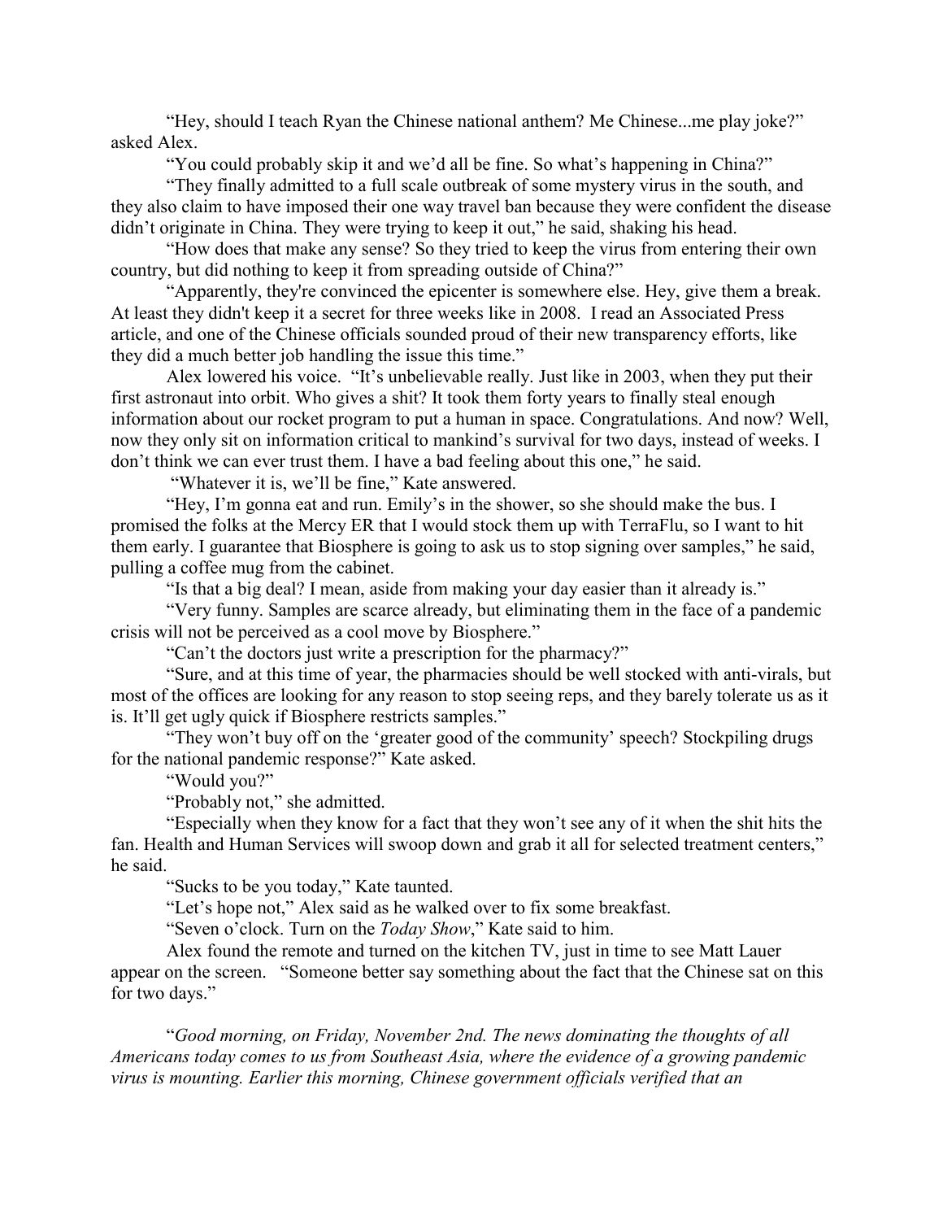"Hey, should I teach Ryan the Chinese national anthem? Me Chinese...me play joke?" asked Alex.

"You could probably skip it and we'd all be fine. So what's happening in China?"

"They finally admitted to a full scale outbreak of some mystery virus in the south, and they also claim to have imposed their one way travel ban because they were confident the disease didn't originate in China. They were trying to keep it out," he said, shaking his head.

"How does that make any sense? So they tried to keep the virus from entering their own country, but did nothing to keep it from spreading outside of China?"

"Apparently, they're convinced the epicenter is somewhere else. Hey, give them a break. At least they didn't keep it a secret for three weeks like in 2008. I read an Associated Press article, and one of the Chinese officials sounded proud of their new transparency efforts, like they did a much better job handling the issue this time."

Alex lowered his voice. "It's unbelievable really. Just like in 2003, when they put their first astronaut into orbit. Who gives a shit? It took them forty years to finally steal enough information about our rocket program to put a human in space. Congratulations. And now? Well, now they only sit on information critical to mankind's survival for two days, instead of weeks. I don't think we can ever trust them. I have a bad feeling about this one," he said.

"Whatever it is, we'll be fine," Kate answered.

"Hey, I'm gonna eat and run. Emily's in the shower, so she should make the bus. I promised the folks at the Mercy ER that I would stock them up with TerraFlu, so I want to hit them early. I guarantee that Biosphere is going to ask us to stop signing over samples," he said, pulling a coffee mug from the cabinet.

"Is that a big deal? I mean, aside from making your day easier than it already is."

"Very funny. Samples are scarce already, but eliminating them in the face of a pandemic crisis will not be perceived as a cool move by Biosphere."

"Can't the doctors just write a prescription for the pharmacy?"

"Sure, and at this time of year, the pharmacies should be well stocked with anti-virals, but most of the offices are looking for any reason to stop seeing reps, and they barely tolerate us as it is. It'll get ugly quick if Biosphere restricts samples."

"They won't buy off on the 'greater good of the community' speech? Stockpiling drugs for the national pandemic response?" Kate asked.

"Would you?"

"Probably not," she admitted.

"Especially when they know for a fact that they won't see any of it when the shit hits the fan. Health and Human Services will swoop down and grab it all for selected treatment centers," he said.

"Sucks to be you today," Kate taunted.

"Let's hope not," Alex said as he walked over to fix some breakfast.

"Seven o'clock. Turn on the *Today Show*," Kate said to him.

Alex found the remote and turned on the kitchen TV, just in time to see Matt Lauer appear on the screen. "Someone better say something about the fact that the Chinese sat on this for two days."

"*Good morning, on Friday, November 2nd. The news dominating the thoughts of all Americans today comes to us from Southeast Asia, where the evidence of a growing pandemic virus is mounting. Earlier this morning, Chinese government officials verified that an*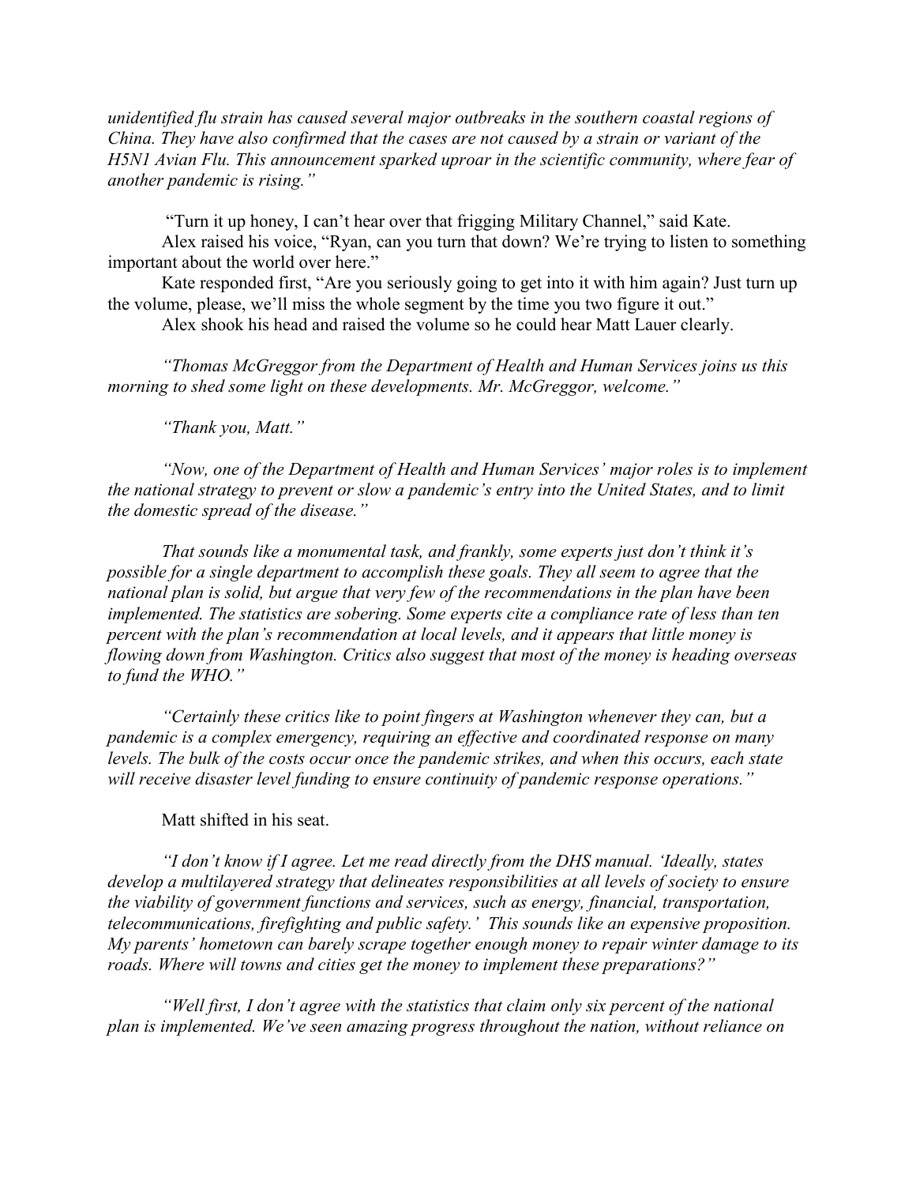*unidentified flu strain has caused several major outbreaks in the southern coastal regions of China. They have also confirmed that the cases are not caused by a strain or variant of the H5N1 Avian Flu. This announcement sparked uproar in the scientific community, where fear of another pandemic is rising."*

"Turn it up honey, I can't hear over that frigging Military Channel," said Kate.

Alex raised his voice, "Ryan, can you turn that down? We're trying to listen to something important about the world over here."

Kate responded first, "Are you seriously going to get into it with him again? Just turn up the volume, please, we'll miss the whole segment by the time you two figure it out."

Alex shook his head and raised the volume so he could hear Matt Lauer clearly.

*"Thomas McGreggor from the Department of Health and Human Services joins us this morning to shed some light on these developments. Mr. McGreggor, welcome."*

*"Thank you, Matt."*

*"Now, one of the Department of Health and Human Services' major roles is to implement the national strategy to prevent or slow a pandemic's entry into the United States, and to limit the domestic spread of the disease."*

*That sounds like a monumental task, and frankly, some experts just don't think it's possible for a single department to accomplish these goals. They all seem to agree that the national plan is solid, but argue that very few of the recommendations in the plan have been implemented. The statistics are sobering. Some experts cite a compliance rate of less than ten percent with the plan's recommendation at local levels, and it appears that little money is flowing down from Washington. Critics also suggest that most of the money is heading overseas to fund the WHO."*

*"Certainly these critics like to point fingers at Washington whenever they can, but a pandemic is a complex emergency, requiring an effective and coordinated response on many levels. The bulk of the costs occur once the pandemic strikes, and when this occurs, each state will receive disaster level funding to ensure continuity of pandemic response operations."*

Matt shifted in his seat.

*"I don't know if I agree. Let me read directly from the DHS manual. 'Ideally, states develop a multilayered strategy that delineates responsibilities at all levels of society to ensure the viability of government functions and services, such as energy, financial, transportation, telecommunications, firefighting and public safety.' This sounds like an expensive proposition. My parents' hometown can barely scrape together enough money to repair winter damage to its roads. Where will towns and cities get the money to implement these preparations?"*

*"Well first, I don't agree with the statistics that claim only six percent of the national plan is implemented. We've seen amazing progress throughout the nation, without reliance on*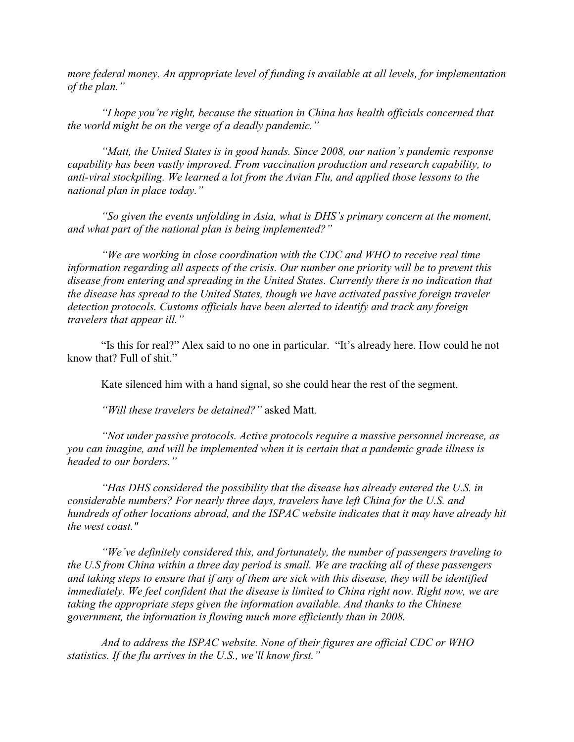*more federal money. An appropriate level of funding is available at all levels, for implementation of the plan."*

*"I hope you're right, because the situation in China has health officials concerned that the world might be on the verge of a deadly pandemic."*

*"Matt, the United States is in good hands. Since 2008, our nation's pandemic response capability has been vastly improved. From vaccination production and research capability, to anti-viral stockpiling. We learned a lot from the Avian Flu, and applied those lessons to the national plan in place today."*

*"So given the events unfolding in Asia, what is DHS's primary concern at the moment, and what part of the national plan is being implemented?"*

*"We are working in close coordination with the CDC and WHO to receive real time information regarding all aspects of the crisis. Our number one priority will be to prevent this disease from entering and spreading in the United States. Currently there is no indication that the disease has spread to the United States, though we have activated passive foreign traveler detection protocols. Customs officials have been alerted to identify and track any foreign travelers that appear ill."*

"Is this for real?" Alex said to no one in particular. "It's already here. How could he not know that? Full of shit."

Kate silenced him with a hand signal, so she could hear the rest of the segment.

*"Will these travelers be detained?"* asked Matt.

*"Not under passive protocols. Active protocols require a massive personnel increase, as you can imagine, and will be implemented when it is certain that a pandemic grade illness is headed to our borders."*

*"Has DHS considered the possibility that the disease has already entered the U.S. in considerable numbers? For nearly three days, travelers have left China for the U.S. and hundreds of other locations abroad, and the ISPAC website indicates that it may have already hit the west coast."*

*"We've definitely considered this, and fortunately, the number of passengers traveling to the U.S from China within a three day period is small. We are tracking all of these passengers and taking steps to ensure that if any of them are sick with this disease, they will be identified immediately. We feel confident that the disease is limited to China right now. Right now, we are taking the appropriate steps given the information available. And thanks to the Chinese government, the information is flowing much more efficiently than in 2008.*

*And to address the ISPAC website. None of their figures are official CDC or WHO statistics. If the flu arrives in the U.S., we'll know first."*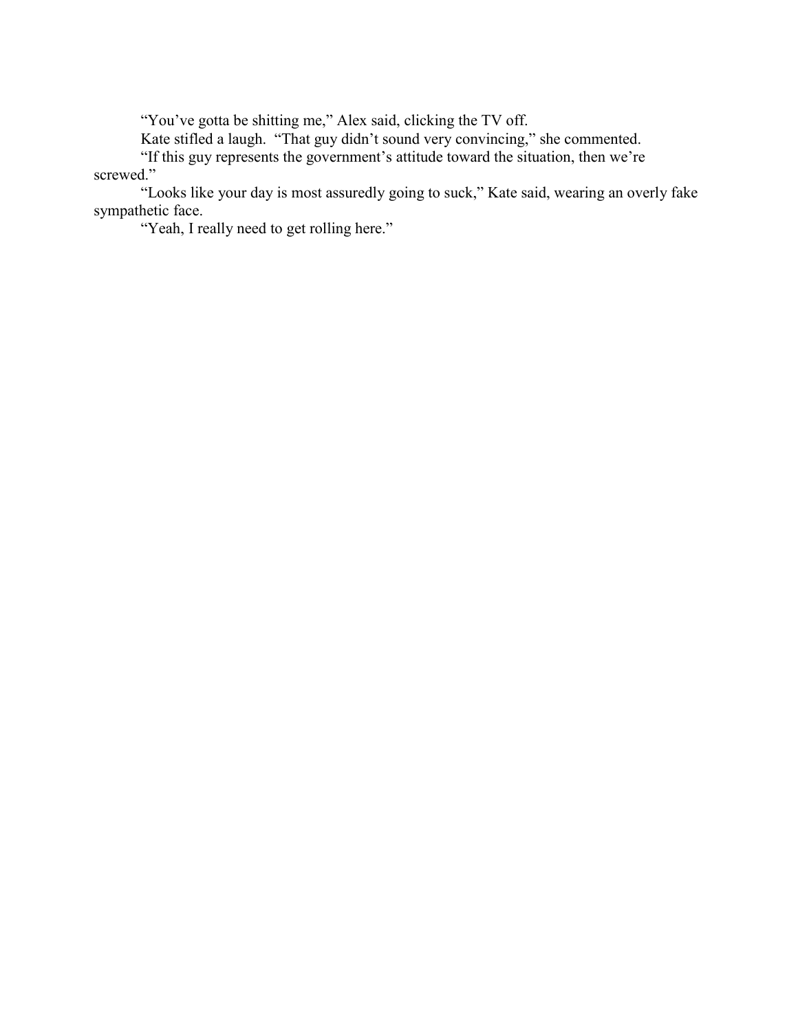"You've gotta be shitting me," Alex said, clicking the TV off.

Kate stifled a laugh. "That guy didn't sound very convincing," she commented.

"If this guy represents the government's attitude toward the situation, then we're screwed."

"Looks like your day is most assuredly going to suck," Kate said, wearing an overly fake sympathetic face.

"Yeah, I really need to get rolling here."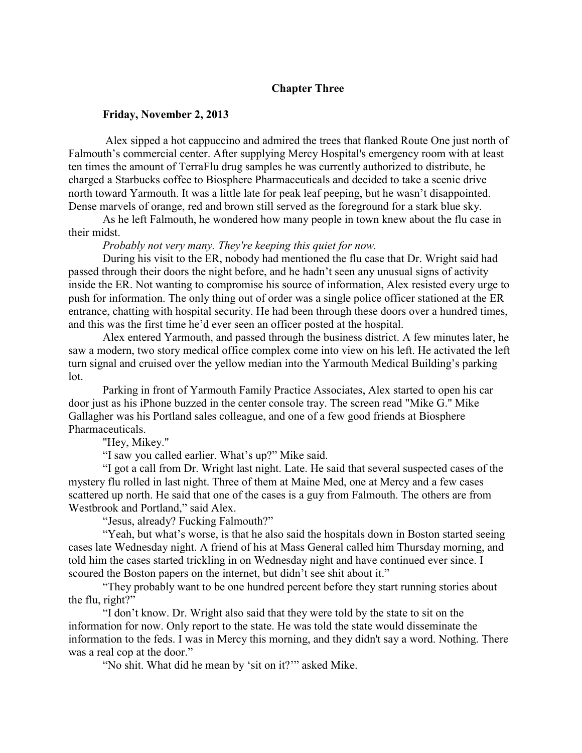## Chapter Three

**Friday, November 2, 2013**

Alex sipped a hot cappuccino and admired the trees that flanked Route One just north of Falmouth's commercial center. After supplying Mercy Hospital's emergency room with at least ten times the amount of TerraFlu drug samples he was currently authorized to distribute, he charged a Starbucks coffee to Biosphere Pharmaceuticals and decided to take a scenic drive north toward Yarmouth. It was a little late for peak leaf peeping, but he wasn't disappointed. Dense marvels of orange, red and brown still served as the foreground for a stark blue sky.

As he left Falmouth, he wondered how many people in town knew about the flu case in their midst.

*Probably not very many. They're keeping this quiet for now.*

During his visit to the ER, nobody had mentioned the flu case that Dr. Wright said had passed through their doors the night before, and he hadn't seen any unusual signs of activity inside the ER. Not wanting to compromise his source of information, Alex resisted every urge to push for information. The only thing out of order was a single police officer stationed at the ER entrance, chatting with hospital security. He had been through these doors over a hundred times, and this was the first time he'd ever seen an officer posted at the hospital.

Alex entered Yarmouth, and passed through the business district. A few minutes later, he saw a modern, two story medical office complex come into view on his left. He activated the left turn signal and cruised over the yellow median into the Yarmouth Medical Building's parking lot.

Parking in front of Yarmouth Family Practice Associates, Alex started to open his car door just as his iPhone buzzed in the center console tray. The screen read "Mike G." Mike Gallagher was his Portland sales colleague, and one of a few good friends at Biosphere Pharmaceuticals.

"Hey, Mikey."

"I saw you called earlier. What's up?" Mike said.

"I got a call from Dr. Wright last night. Late. He said that several suspected cases of the mystery flu rolled in last night. Three of them at Maine Med, one at Mercy and a few cases scattered up north. He said that one of the cases is a guy from Falmouth. The others are from Westbrook and Portland," said Alex.

"Jesus, already? Fucking Falmouth?"

"Yeah, but what's worse, is that he also said the hospitals down in Boston started seeing cases late Wednesday night. A friend of his at Mass General called him Thursday morning, and told him the cases started trickling in on Wednesday night and have continued ever since. I scoured the Boston papers on the internet, but didn't see shit about it."

"They probably want to be one hundred percent before they start running stories about the flu, right?"

"I don't know. Dr. Wright also said that they were told by the state to sit on the information for now. Only report to the state. He was told the state would disseminate the information to the feds. I was in Mercy this morning, and they didn't say a word. Nothing. There was a real cop at the door."

"No shit. What did he mean by 'sit on it?'" asked Mike.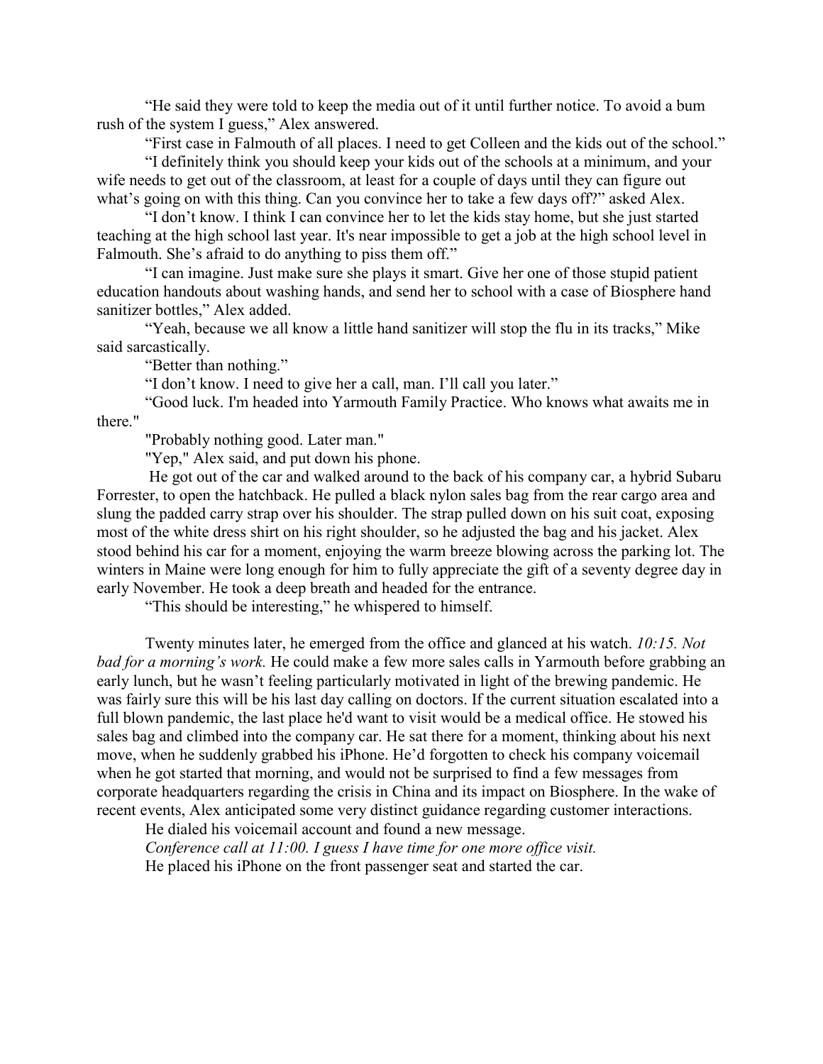"He said they were told to keep the media out of it until further notice. To avoid a bum rush of the system I guess," Alex answered.

"First case in Falmouth of all places. I need to get Colleen and the kids out of the school."

"I definitely think you should keep your kids out of the schools at a minimum, and your wife needs to get out of the classroom, at least for a couple of days until they can figure out what's going on with this thing. Can you convince her to take a few days off?" asked Alex.

"I don't know. I think I can convince her to let the kids stay home, but she just started teaching at the high school last year. It's near impossible to get a job at the high school level in Falmouth. She's afraid to do anything to piss them off."

"I can imagine. Just make sure she plays it smart. Give her one of those stupid patient education handouts about washing hands, and send her to school with a case of Biosphere hand sanitizer bottles," Alex added.

"Yeah, because we all know a little hand sanitizer will stop the flu in its tracks," Mike said sarcastically.

"Better than nothing."

"I don't know. I need to give her a call, man. I'll call you later."

"Good luck. I'm headed into Yarmouth Family Practice. Who knows what awaits me in there."

"Probably nothing good. Later man."

"Yep," Alex said, and put down his phone.

He got out of the car and walked around to the back of his company car, a hybrid Subaru Forrester, to open the hatchback. He pulled a black nylon sales bag from the rear cargo area and slung the padded carry strap over his shoulder. The strap pulled down on his suit coat, exposing most of the white dress shirt on his right shoulder, so he adjusted the bag and his jacket. Alex stood behind his car for a moment, enjoying the warm breeze blowing across the parking lot. The winters in Maine were long enough for him to fully appreciate the gift of a seventy degree day in early November. He took a deep breath and headed for the entrance.

"This should be interesting," he whispered to himself.

Twenty minutes later, he emerged from the office and glanced at his watch. *10:15. Not bad for a morning's work.* He could make a few more sales calls in Yarmouth before grabbing an early lunch, but he wasn't feeling particularly motivated in light of the brewing pandemic. He was fairly sure this will be his last day calling on doctors. If the current situation escalated into a full blown pandemic, the last place he'd want to visit would be a medical office. He stowed his sales bag and climbed into the company car. He sat there for a moment, thinking about his next move, when he suddenly grabbed his iPhone. He'd forgotten to check his company voicemail when he got started that morning, and would not be surprised to find a few messages from corporate headquarters regarding the crisis in China and its impact on Biosphere. In the wake of recent events, Alex anticipated some very distinct guidance regarding customer interactions.

He dialed his voicemail account and found a new message.

*Conference call at 11:00. I guess I have time for one more office visit.*

He placed his iPhone on the front passenger seat and started the car.